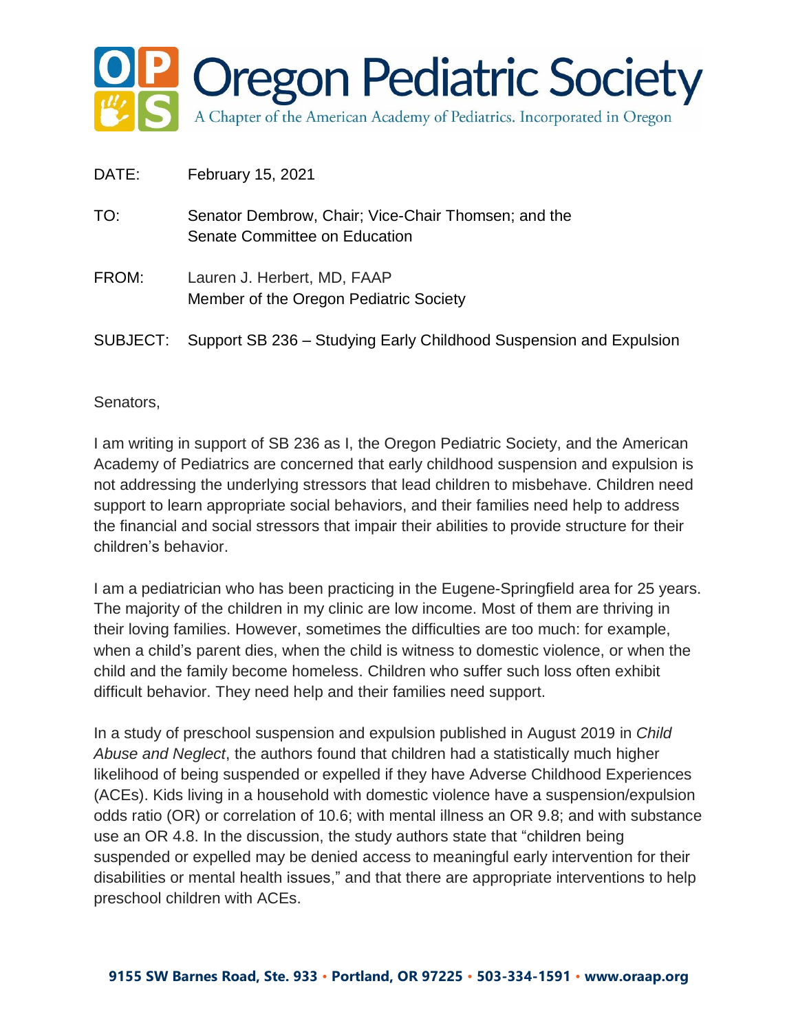# Oregon Pediatric Society

A Chapter of the American Academy of Pediatrics. Incorporated in Oregon

DATE: February 15, 2021

TO: Senator Dembrow, Chair; Vice-Chair Thomsen; and the Senate Committee on Education

FROM: Lauren J. Herbert, MD, FAAP
Member of the Oregon Pediatric Society

SUBJECT: Support SB 236 – Studying Early Childhood Suspension and Expulsion

Senators,

I am writing in support of SB 236 as I, the Oregon Pediatric Society, and the American Academy of Pediatrics are concerned that early childhood suspension and expulsion is not addressing the underlying stressors that lead children to misbehave. Children need support to learn appropriate social behaviors, and their families need help to address the financial and social stressors that impair their abilities to provide structure for their children's behavior.

I am a pediatrician who has been practicing in the Eugene-Springfield area for 25 years. The majority of the children in my clinic are low income. Most of them are thriving in their loving families. However, sometimes the difficulties are too much: for example, when a child's parent dies, when the child is witness to domestic violence, or when the child and the family become homeless. Children who suffer such loss often exhibit difficult behavior. They need help and their families need support.

In a study of preschool suspension and expulsion published in August 2019 in *Child Abuse and Neglect*, the authors found that children had a statistically much higher likelihood of being suspended or expelled if they have Adverse Childhood Experiences (ACEs). Kids living in a household with domestic violence have a suspension/expulsion odds ratio (OR) or correlation of 10.6; with mental illness an OR 9.8; and with substance use an OR 4.8. In the discussion, the study authors state that "children being suspended or expelled may be denied access to meaningful early intervention for their disabilities or mental health issues," and that there are appropriate interventions to help preschool children with ACEs.

**9155 SW Barnes Road, Ste. 933 • Portland, OR 97225 • 503-334-1591 • www.oraap.org**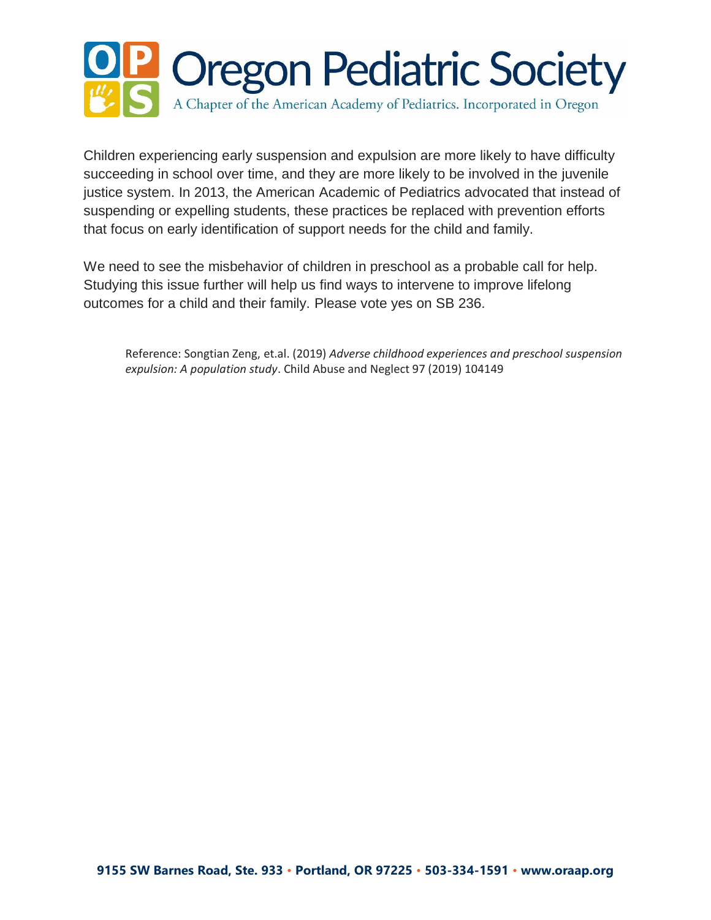# Oregon Pediatric Society

A Chapter of the American Academy of Pediatrics. Incorporated in Oregon

Children experiencing early suspension and expulsion are more likely to have difficulty succeeding in school over time, and they are more likely to be involved in the juvenile justice system. In 2013, the American Academic of Pediatrics advocated that instead of suspending or expelling students, these practices be replaced with prevention efforts that focus on early identification of support needs for the child and family.

We need to see the misbehavior of children in preschool as a probable call for help. Studying this issue further will help us find ways to intervene to improve lifelong outcomes for a child and their family. Please vote yes on SB 236.

Reference: Songtian Zeng, et.al. (2019) *Adverse childhood experiences and preschool suspension expulsion: A population study*. Child Abuse and Neglect 97 (2019) 104149

**9155 SW Barnes Road, Ste. 933 • Portland, OR 97225 • 503-334-1591 • www.oraap.org**